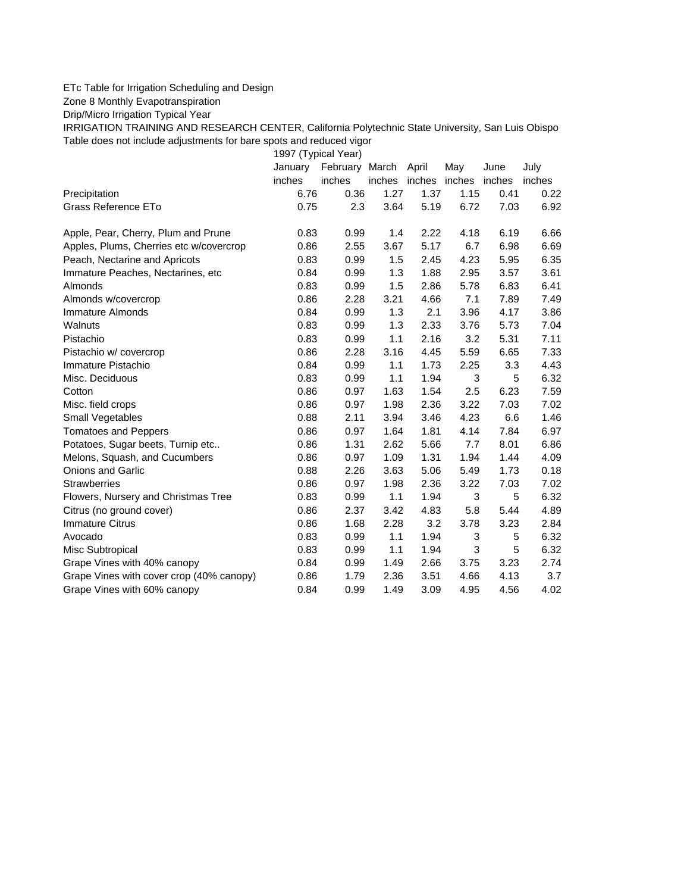ETc Table for Irrigation Scheduling and Design

Zone 8 Monthly Evapotranspiration

Drip/Micro Irrigation Typical Year

IRRIGATION TRAINING AND RESEARCH CENTER, California Polytechnic State University, San Luis Obispo

Table does not include adjustments for bare spots and reduced vigor

| | 1997 (Typical Year) | | | | | | |
|---|---|---|---|---|---|---|---|
| | January | February | March | April | May | June | July |
| | inches | inches | inches | inches | inches | inches | inches |
| Precipitation | 6.76 | 0.36 | 1.27 | 1.37 | 1.15 | 0.41 | 0.22 |
| Grass Reference ETo | 0.75 | 2.3 | 3.64 | 5.19 | 6.72 | 7.03 | 6.92 |
| | | | | | | | |
| Apple, Pear, Cherry, Plum and Prune | 0.83 | 0.99 | 1.4 | 2.22 | 4.18 | 6.19 | 6.66 |
| Apples, Plums, Cherries etc w/covercrop | 0.86 | 2.55 | 3.67 | 5.17 | 6.7 | 6.98 | 6.69 |
| Peach, Nectarine and Apricots | 0.83 | 0.99 | 1.5 | 2.45 | 4.23 | 5.95 | 6.35 |
| Immature Peaches, Nectarines, etc | 0.84 | 0.99 | 1.3 | 1.88 | 2.95 | 3.57 | 3.61 |
| Almonds | 0.83 | 0.99 | 1.5 | 2.86 | 5.78 | 6.83 | 6.41 |
| Almonds w/covercrop | 0.86 | 2.28 | 3.21 | 4.66 | 7.1 | 7.89 | 7.49 |
| Immature Almonds | 0.84 | 0.99 | 1.3 | 2.1 | 3.96 | 4.17 | 3.86 |
| Walnuts | 0.83 | 0.99 | 1.3 | 2.33 | 3.76 | 5.73 | 7.04 |
| Pistachio | 0.83 | 0.99 | 1.1 | 2.16 | 3.2 | 5.31 | 7.11 |
| Pistachio w/ covercrop | 0.86 | 2.28 | 3.16 | 4.45 | 5.59 | 6.65 | 7.33 |
| Immature Pistachio | 0.84 | 0.99 | 1.1 | 1.73 | 2.25 | 3.3 | 4.43 |
| Misc. Deciduous | 0.83 | 0.99 | 1.1 | 1.94 | 3 | 5 | 6.32 |
| Cotton | 0.86 | 0.97 | 1.63 | 1.54 | 2.5 | 6.23 | 7.59 |
| Misc. field crops | 0.86 | 0.97 | 1.98 | 2.36 | 3.22 | 7.03 | 7.02 |
| Small Vegetables | 0.88 | 2.11 | 3.94 | 3.46 | 4.23 | 6.6 | 1.46 |
| Tomatoes and Peppers | 0.86 | 0.97 | 1.64 | 1.81 | 4.14 | 7.84 | 6.97 |
| Potatoes, Sugar beets, Turnip etc.. | 0.86 | 1.31 | 2.62 | 5.66 | 7.7 | 8.01 | 6.86 |
| Melons, Squash, and Cucumbers | 0.86 | 0.97 | 1.09 | 1.31 | 1.94 | 1.44 | 4.09 |
| Onions and Garlic | 0.88 | 2.26 | 3.63 | 5.06 | 5.49 | 1.73 | 0.18 |
| Strawberries | 0.86 | 0.97 | 1.98 | 2.36 | 3.22 | 7.03 | 7.02 |
| Flowers, Nursery and Christmas Tree | 0.83 | 0.99 | 1.1 | 1.94 | 3 | 5 | 6.32 |
| Citrus (no ground cover) | 0.86 | 2.37 | 3.42 | 4.83 | 5.8 | 5.44 | 4.89 |
| Immature Citrus | 0.86 | 1.68 | 2.28 | 3.2 | 3.78 | 3.23 | 2.84 |
| Avocado | 0.83 | 0.99 | 1.1 | 1.94 | 3 | 5 | 6.32 |
| Misc Subtropical | 0.83 | 0.99 | 1.1 | 1.94 | 3 | 5 | 6.32 |
| Grape Vines with 40% canopy | 0.84 | 0.99 | 1.49 | 2.66 | 3.75 | 3.23 | 2.74 |
| Grape Vines with cover crop (40% canopy) | 0.86 | 1.79 | 2.36 | 3.51 | 4.66 | 4.13 | 3.7 |
| Grape Vines with 60% canopy | 0.84 | 0.99 | 1.49 | 3.09 | 4.95 | 4.56 | 4.02 |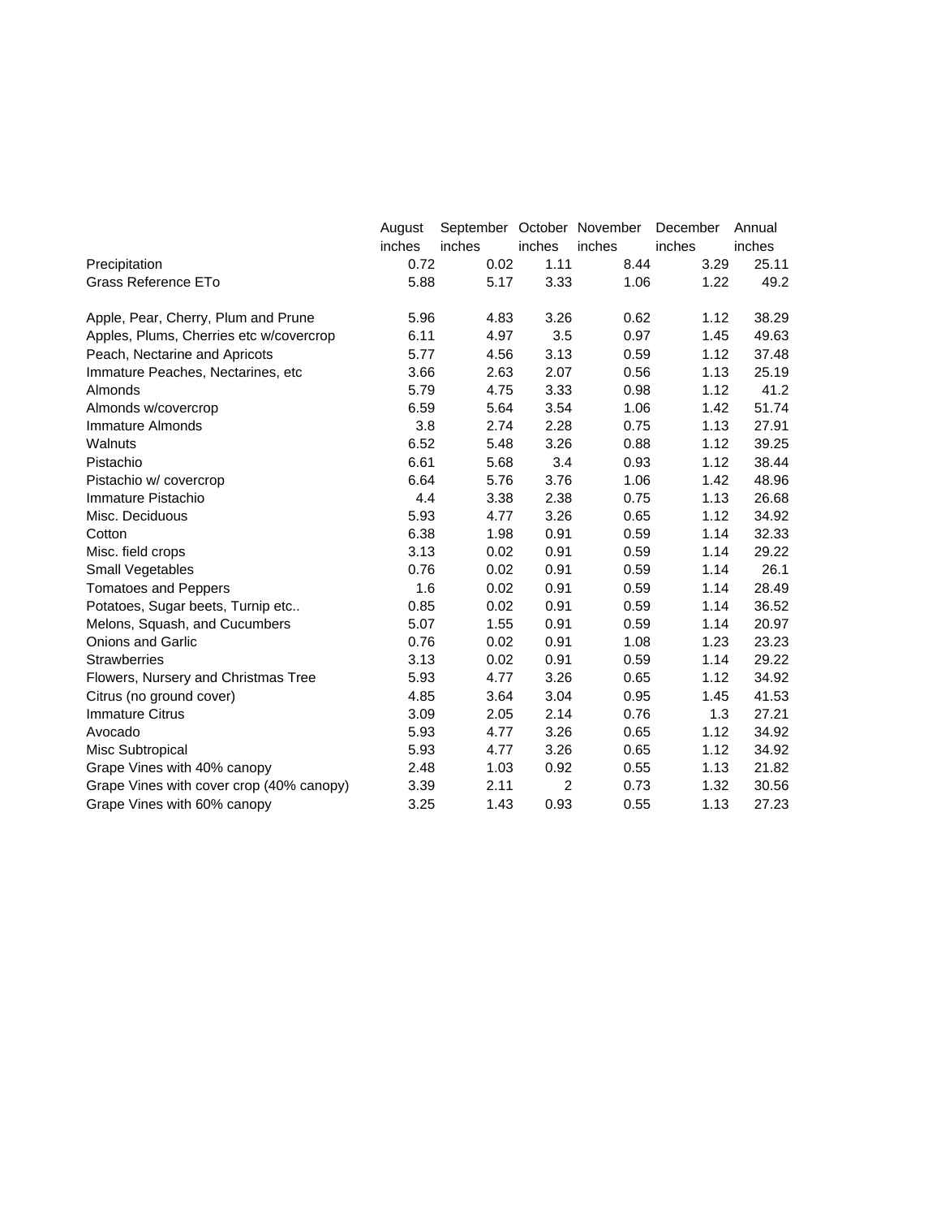| | August inches | September inches | October inches | November inches | December inches | Annual inches |
|---|---|---|---|---|---|---|
| Precipitation | 0.72 | 0.02 | 1.11 | 8.44 | 3.29 | 25.11 |
| Grass Reference ETo | 5.88 | 5.17 | 3.33 | 1.06 | 1.22 | 49.2 |
| | | | | | | |
| Apple, Pear, Cherry, Plum and Prune | 5.96 | 4.83 | 3.26 | 0.62 | 1.12 | 38.29 |
| Apples, Plums, Cherries etc w/covercrop | 6.11 | 4.97 | 3.5 | 0.97 | 1.45 | 49.63 |
| Peach, Nectarine and Apricots | 5.77 | 4.56 | 3.13 | 0.59 | 1.12 | 37.48 |
| Immature Peaches, Nectarines, etc | 3.66 | 2.63 | 2.07 | 0.56 | 1.13 | 25.19 |
| Almonds | 5.79 | 4.75 | 3.33 | 0.98 | 1.12 | 41.2 |
| Almonds w/covercrop | 6.59 | 5.64 | 3.54 | 1.06 | 1.42 | 51.74 |
| Immature Almonds | 3.8 | 2.74 | 2.28 | 0.75 | 1.13 | 27.91 |
| Walnuts | 6.52 | 5.48 | 3.26 | 0.88 | 1.12 | 39.25 |
| Pistachio | 6.61 | 5.68 | 3.4 | 0.93 | 1.12 | 38.44 |
| Pistachio w/ covercrop | 6.64 | 5.76 | 3.76 | 1.06 | 1.42 | 48.96 |
| Immature Pistachio | 4.4 | 3.38 | 2.38 | 0.75 | 1.13 | 26.68 |
| Misc. Deciduous | 5.93 | 4.77 | 3.26 | 0.65 | 1.12 | 34.92 |
| Cotton | 6.38 | 1.98 | 0.91 | 0.59 | 1.14 | 32.33 |
| Misc. field crops | 3.13 | 0.02 | 0.91 | 0.59 | 1.14 | 29.22 |
| Small Vegetables | 0.76 | 0.02 | 0.91 | 0.59 | 1.14 | 26.1 |
| Tomatoes and Peppers | 1.6 | 0.02 | 0.91 | 0.59 | 1.14 | 28.49 |
| Potatoes, Sugar beets, Turnip etc.. | 0.85 | 0.02 | 0.91 | 0.59 | 1.14 | 36.52 |
| Melons, Squash, and Cucumbers | 5.07 | 1.55 | 0.91 | 0.59 | 1.14 | 20.97 |
| Onions and Garlic | 0.76 | 0.02 | 0.91 | 1.08 | 1.23 | 23.23 |
| Strawberries | 3.13 | 0.02 | 0.91 | 0.59 | 1.14 | 29.22 |
| Flowers, Nursery and Christmas Tree | 5.93 | 4.77 | 3.26 | 0.65 | 1.12 | 34.92 |
| Citrus (no ground cover) | 4.85 | 3.64 | 3.04 | 0.95 | 1.45 | 41.53 |
| Immature Citrus | 3.09 | 2.05 | 2.14 | 0.76 | 1.3 | 27.21 |
| Avocado | 5.93 | 4.77 | 3.26 | 0.65 | 1.12 | 34.92 |
| Misc Subtropical | 5.93 | 4.77 | 3.26 | 0.65 | 1.12 | 34.92 |
| Grape Vines with 40% canopy | 2.48 | 1.03 | 0.92 | 0.55 | 1.13 | 21.82 |
| Grape Vines with cover crop (40% canopy) | 3.39 | 2.11 | 2 | 0.73 | 1.32 | 30.56 |
| Grape Vines with 60% canopy | 3.25 | 1.43 | 0.93 | 0.55 | 1.13 | 27.23 |